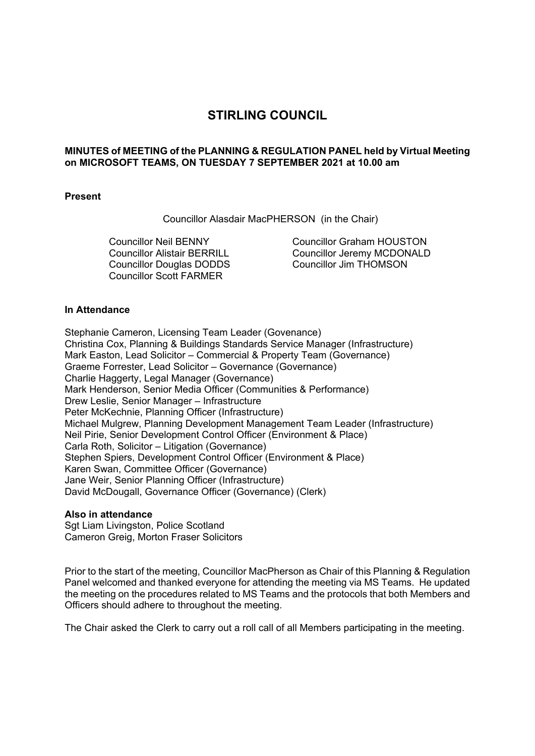# STIRLING COUNCIL

**MINUTES of MEETING of the PLANNING & REGULATION PANEL held by Virtual Meeting on MICROSOFT TEAMS, ON TUESDAY 7 SEPTEMBER 2021 at 10.00 am**

**Present**

Councillor Alasdair MacPHERSON (in the Chair)

Councillor Neil BENNY
Councillor Alistair BERRILL
Councillor Douglas DODDS
Councillor Scott FARMER
Councillor Graham HOUSTON
Councillor Jeremy MCDONALD
Councillor Jim THOMSON

**In Attendance**

Stephanie Cameron, Licensing Team Leader (Govenance)
Christina Cox, Planning & Buildings Standards Service Manager (Infrastructure)
Mark Easton, Lead Solicitor – Commercial & Property Team (Governance)
Graeme Forrester, Lead Solicitor – Governance (Governance)
Charlie Haggerty, Legal Manager (Governance)
Mark Henderson, Senior Media Officer (Communities & Performance)
Drew Leslie, Senior Manager – Infrastructure
Peter McKechnie, Planning Officer (Infrastructure)
Michael Mulgrew, Planning Development Management Team Leader (Infrastructure)
Neil Pirie, Senior Development Control Officer (Environment & Place)
Carla Roth, Solicitor – Litigation (Governance)
Stephen Spiers, Development Control Officer (Environment & Place)
Karen Swan, Committee Officer (Governance)
Jane Weir, Senior Planning Officer (Infrastructure)
David McDougall, Governance Officer (Governance) (Clerk)

**Also in attendance**
Sgt Liam Livingston, Police Scotland
Cameron Greig, Morton Fraser Solicitors

Prior to the start of the meeting, Councillor MacPherson as Chair of this Planning & Regulation Panel welcomed and thanked everyone for attending the meeting via MS Teams. He updated the meeting on the procedures related to MS Teams and the protocols that both Members and Officers should adhere to throughout the meeting.

The Chair asked the Clerk to carry out a roll call of all Members participating in the meeting.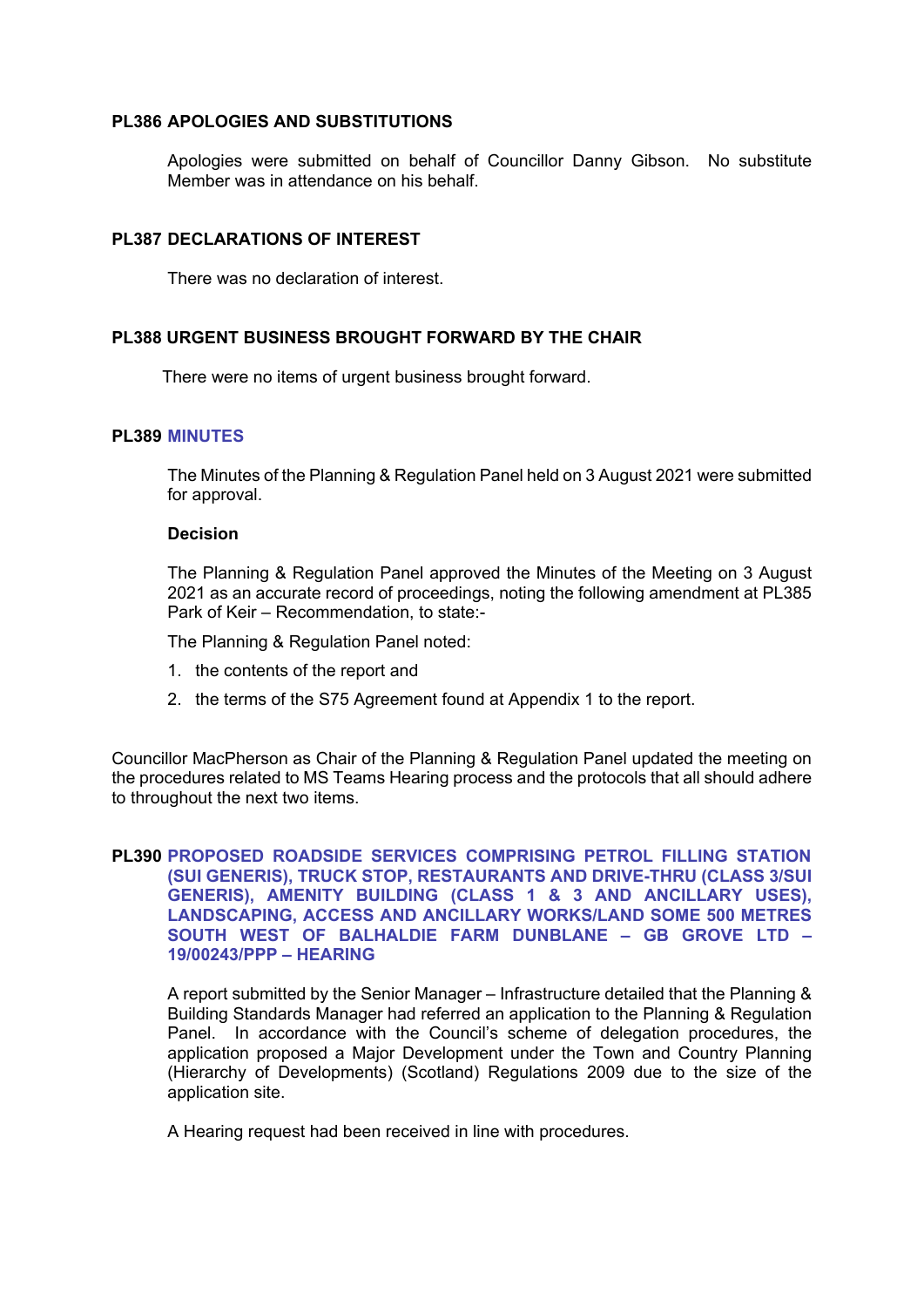## PL386 APOLOGIES AND SUBSTITUTIONS

Apologies were submitted on behalf of Councillor Danny Gibson. No substitute Member was in attendance on his behalf.

## PL387 DECLARATIONS OF INTEREST

There was no declaration of interest.

## PL388 URGENT BUSINESS BROUGHT FORWARD BY THE CHAIR

There were no items of urgent business brought forward.

## PL389 MINUTES

The Minutes of the Planning & Regulation Panel held on 3 August 2021 were submitted for approval.

**Decision**

The Planning & Regulation Panel approved the Minutes of the Meeting on 3 August 2021 as an accurate record of proceedings, noting the following amendment at PL385 Park of Keir – Recommendation, to state:-

The Planning & Regulation Panel noted:

1. the contents of the report and
2. the terms of the S75 Agreement found at Appendix 1 to the report.

Councillor MacPherson as Chair of the Planning & Regulation Panel updated the meeting on the procedures related to MS Teams Hearing process and the protocols that all should adhere to throughout the next two items.

## PL390 PROPOSED ROADSIDE SERVICES COMPRISING PETROL FILLING STATION (SUI GENERIS), TRUCK STOP, RESTAURANTS AND DRIVE-THRU (CLASS 3/SUI GENERIS), AMENITY BUILDING (CLASS 1 & 3 AND ANCILLARY USES), LANDSCAPING, ACCESS AND ANCILLARY WORKS/LAND SOME 500 METRES SOUTH WEST OF BALHALDIE FARM DUNBLANE – GB GROVE LTD – 19/00243/PPP – HEARING

A report submitted by the Senior Manager – Infrastructure detailed that the Planning & Building Standards Manager had referred an application to the Planning & Regulation Panel. In accordance with the Council's scheme of delegation procedures, the application proposed a Major Development under the Town and Country Planning (Hierarchy of Developments) (Scotland) Regulations 2009 due to the size of the application site.

A Hearing request had been received in line with procedures.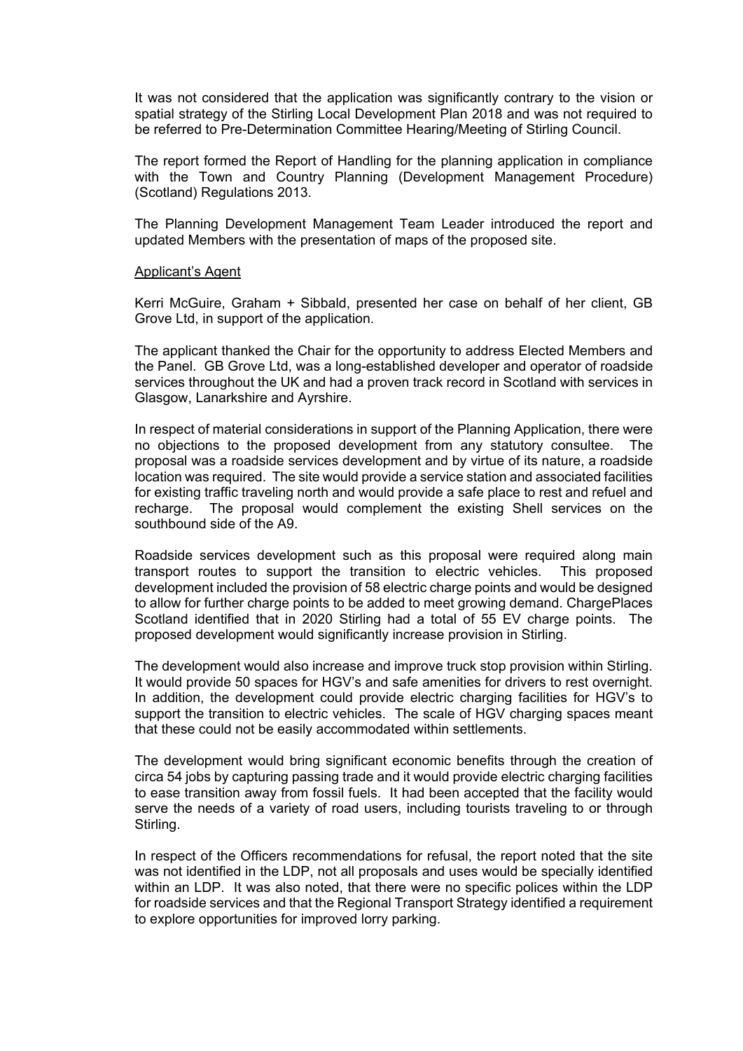It was not considered that the application was significantly contrary to the vision or spatial strategy of the Stirling Local Development Plan 2018 and was not required to be referred to Pre-Determination Committee Hearing/Meeting of Stirling Council.

The report formed the Report of Handling for the planning application in compliance with the Town and Country Planning (Development Management Procedure) (Scotland) Regulations 2013.

The Planning Development Management Team Leader introduced the report and updated Members with the presentation of maps of the proposed site.

Applicant's Agent

Kerri McGuire, Graham + Sibbald, presented her case on behalf of her client, GB Grove Ltd, in support of the application.

The applicant thanked the Chair for the opportunity to address Elected Members and the Panel. GB Grove Ltd, was a long-established developer and operator of roadside services throughout the UK and had a proven track record in Scotland with services in Glasgow, Lanarkshire and Ayrshire.

In respect of material considerations in support of the Planning Application, there were no objections to the proposed development from any statutory consultee. The proposal was a roadside services development and by virtue of its nature, a roadside location was required. The site would provide a service station and associated facilities for existing traffic traveling north and would provide a safe place to rest and refuel and recharge. The proposal would complement the existing Shell services on the southbound side of the A9.

Roadside services development such as this proposal were required along main transport routes to support the transition to electric vehicles. This proposed development included the provision of 58 electric charge points and would be designed to allow for further charge points to be added to meet growing demand. ChargePlaces Scotland identified that in 2020 Stirling had a total of 55 EV charge points. The proposed development would significantly increase provision in Stirling.

The development would also increase and improve truck stop provision within Stirling. It would provide 50 spaces for HGV's and safe amenities for drivers to rest overnight. In addition, the development could provide electric charging facilities for HGV's to support the transition to electric vehicles. The scale of HGV charging spaces meant that these could not be easily accommodated within settlements.

The development would bring significant economic benefits through the creation of circa 54 jobs by capturing passing trade and it would provide electric charging facilities to ease transition away from fossil fuels. It had been accepted that the facility would serve the needs of a variety of road users, including tourists traveling to or through Stirling.

In respect of the Officers recommendations for refusal, the report noted that the site was not identified in the LDP, not all proposals and uses would be specially identified within an LDP. It was also noted, that there were no specific polices within the LDP for roadside services and that the Regional Transport Strategy identified a requirement to explore opportunities for improved lorry parking.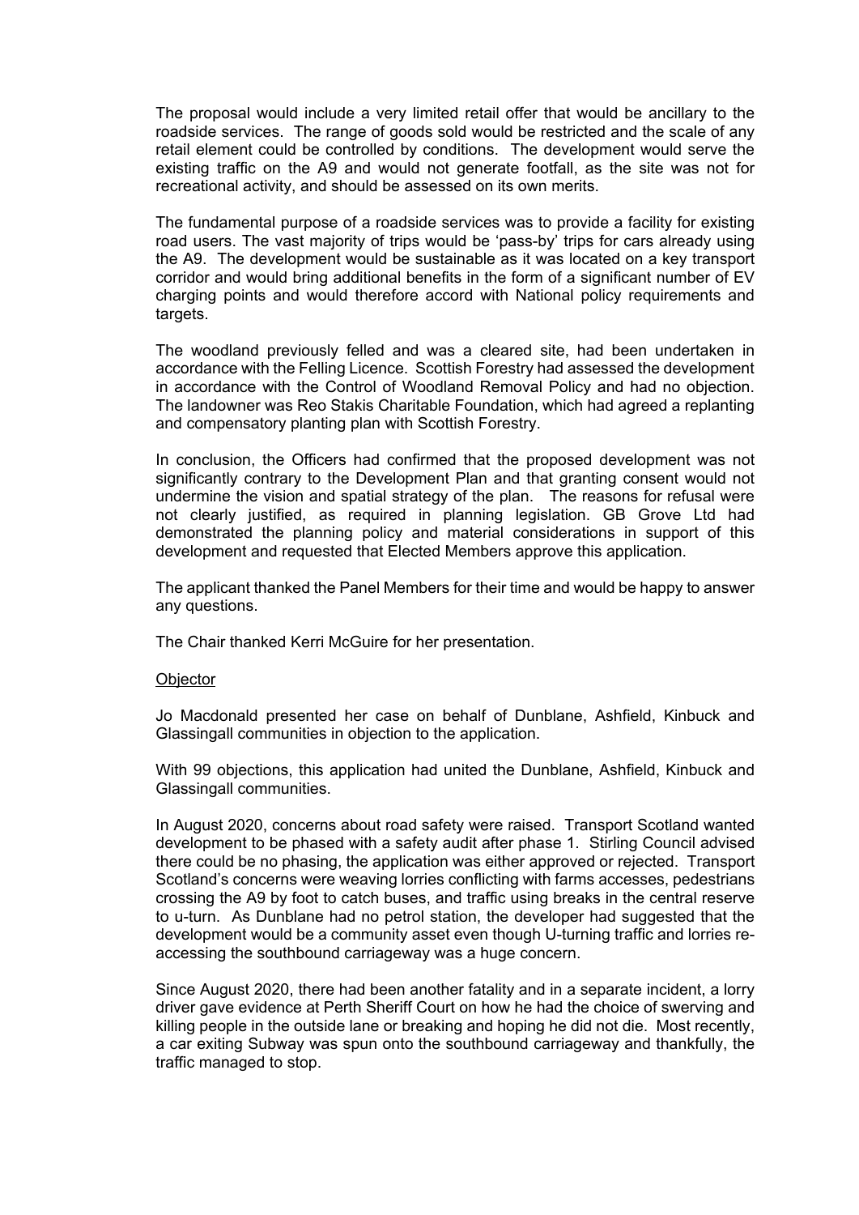The proposal would include a very limited retail offer that would be ancillary to the roadside services. The range of goods sold would be restricted and the scale of any retail element could be controlled by conditions. The development would serve the existing traffic on the A9 and would not generate footfall, as the site was not for recreational activity, and should be assessed on its own merits.

The fundamental purpose of a roadside services was to provide a facility for existing road users. The vast majority of trips would be 'pass-by' trips for cars already using the A9. The development would be sustainable as it was located on a key transport corridor and would bring additional benefits in the form of a significant number of EV charging points and would therefore accord with National policy requirements and targets.

The woodland previously felled and was a cleared site, had been undertaken in accordance with the Felling Licence. Scottish Forestry had assessed the development in accordance with the Control of Woodland Removal Policy and had no objection. The landowner was Reo Stakis Charitable Foundation, which had agreed a replanting and compensatory planting plan with Scottish Forestry.

In conclusion, the Officers had confirmed that the proposed development was not significantly contrary to the Development Plan and that granting consent would not undermine the vision and spatial strategy of the plan. The reasons for refusal were not clearly justified, as required in planning legislation. GB Grove Ltd had demonstrated the planning policy and material considerations in support of this development and requested that Elected Members approve this application.

The applicant thanked the Panel Members for their time and would be happy to answer any questions.

The Chair thanked Kerri McGuire for her presentation.

Objector

Jo Macdonald presented her case on behalf of Dunblane, Ashfield, Kinbuck and Glassingall communities in objection to the application.

With 99 objections, this application had united the Dunblane, Ashfield, Kinbuck and Glassingall communities.

In August 2020, concerns about road safety were raised. Transport Scotland wanted development to be phased with a safety audit after phase 1. Stirling Council advised there could be no phasing, the application was either approved or rejected. Transport Scotland's concerns were weaving lorries conflicting with farms accesses, pedestrians crossing the A9 by foot to catch buses, and traffic using breaks in the central reserve to u-turn. As Dunblane had no petrol station, the developer had suggested that the development would be a community asset even though U-turning traffic and lorries re-accessing the southbound carriageway was a huge concern.

Since August 2020, there had been another fatality and in a separate incident, a lorry driver gave evidence at Perth Sheriff Court on how he had the choice of swerving and killing people in the outside lane or breaking and hoping he did not die. Most recently, a car exiting Subway was spun onto the southbound carriageway and thankfully, the traffic managed to stop.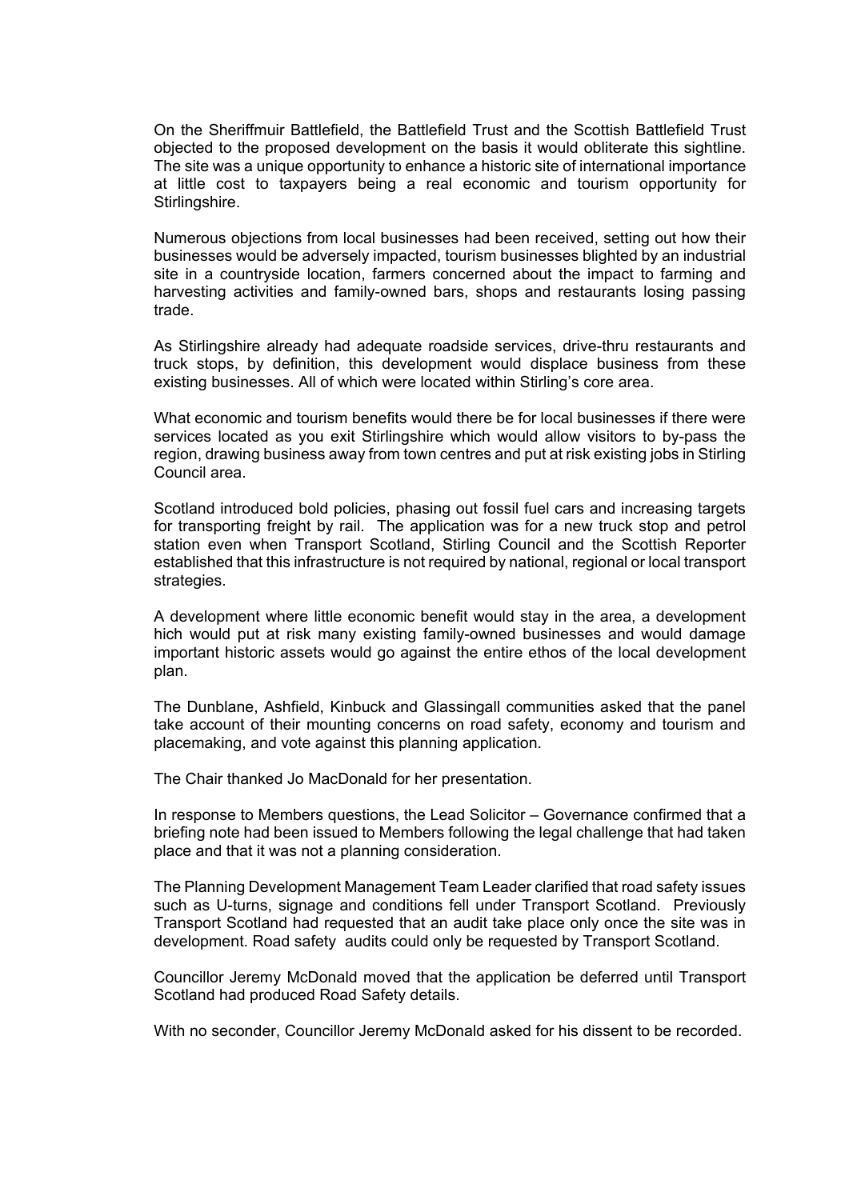On the Sheriffmuir Battlefield, the Battlefield Trust and the Scottish Battlefield Trust objected to the proposed development on the basis it would obliterate this sightline. The site was a unique opportunity to enhance a historic site of international importance at little cost to taxpayers being a real economic and tourism opportunity for Stirlingshire.

Numerous objections from local businesses had been received, setting out how their businesses would be adversely impacted, tourism businesses blighted by an industrial site in a countryside location, farmers concerned about the impact to farming and harvesting activities and family-owned bars, shops and restaurants losing passing trade.

As Stirlingshire already had adequate roadside services, drive-thru restaurants and truck stops, by definition, this development would displace business from these existing businesses. All of which were located within Stirling's core area.

What economic and tourism benefits would there be for local businesses if there were services located as you exit Stirlingshire which would allow visitors to by-pass the region, drawing business away from town centres and put at risk existing jobs in Stirling Council area.

Scotland introduced bold policies, phasing out fossil fuel cars and increasing targets for transporting freight by rail. The application was for a new truck stop and petrol station even when Transport Scotland, Stirling Council and the Scottish Reporter established that this infrastructure is not required by national, regional or local transport strategies.

A development where little economic benefit would stay in the area, a development hich would put at risk many existing family-owned businesses and would damage important historic assets would go against the entire ethos of the local development plan.

The Dunblane, Ashfield, Kinbuck and Glassingall communities asked that the panel take account of their mounting concerns on road safety, economy and tourism and placemaking, and vote against this planning application.

The Chair thanked Jo MacDonald for her presentation.

In response to Members questions, the Lead Solicitor – Governance confirmed that a briefing note had been issued to Members following the legal challenge that had taken place and that it was not a planning consideration.

The Planning Development Management Team Leader clarified that road safety issues such as U-turns, signage and conditions fell under Transport Scotland. Previously Transport Scotland had requested that an audit take place only once the site was in development. Road safety audits could only be requested by Transport Scotland.

Councillor Jeremy McDonald moved that the application be deferred until Transport Scotland had produced Road Safety details.

With no seconder, Councillor Jeremy McDonald asked for his dissent to be recorded.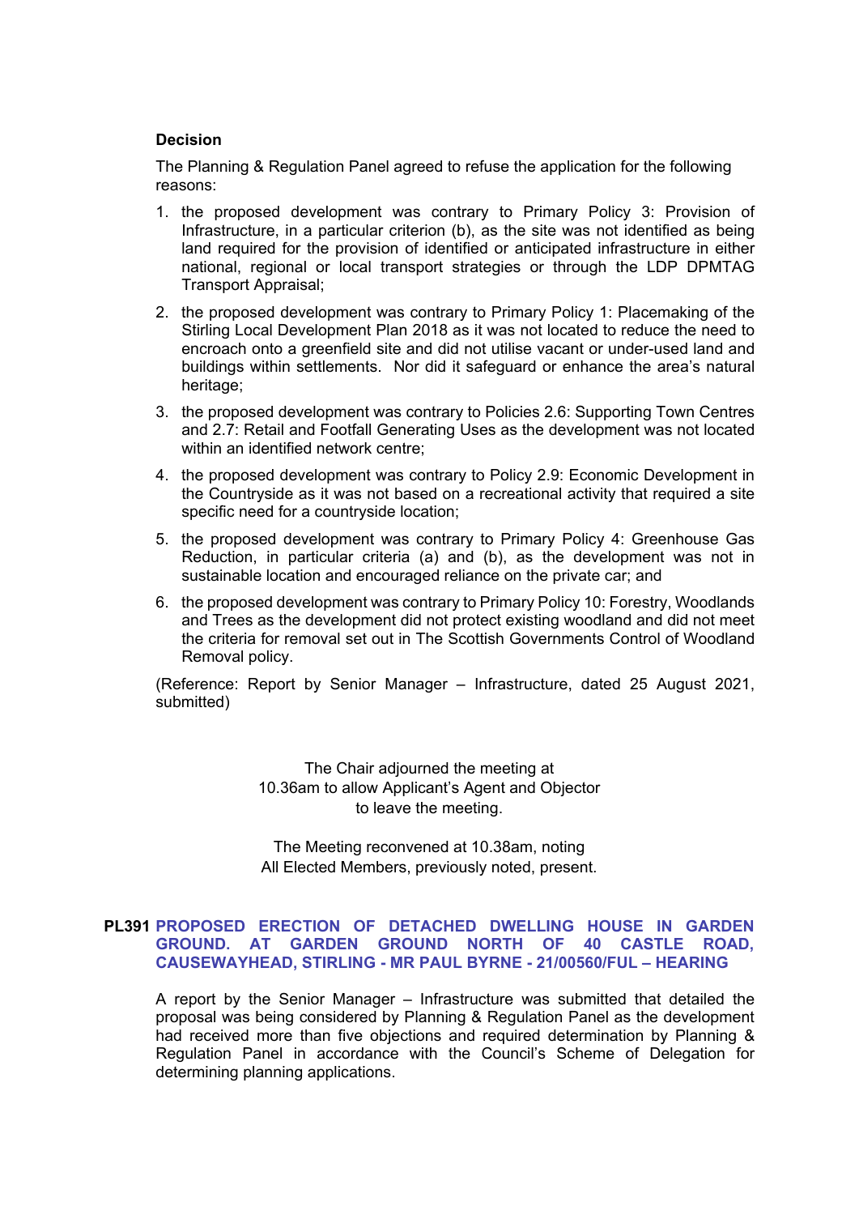**Decision**

The Planning & Regulation Panel agreed to refuse the application for the following reasons:

1. the proposed development was contrary to Primary Policy 3: Provision of Infrastructure, in a particular criterion (b), as the site was not identified as being land required for the provision of identified or anticipated infrastructure in either national, regional or local transport strategies or through the LDP DPMTAG Transport Appraisal;
2. the proposed development was contrary to Primary Policy 1: Placemaking of the Stirling Local Development Plan 2018 as it was not located to reduce the need to encroach onto a greenfield site and did not utilise vacant or under-used land and buildings within settlements. Nor did it safeguard or enhance the area's natural heritage;
3. the proposed development was contrary to Policies 2.6: Supporting Town Centres and 2.7: Retail and Footfall Generating Uses as the development was not located within an identified network centre;
4. the proposed development was contrary to Policy 2.9: Economic Development in the Countryside as it was not based on a recreational activity that required a site specific need for a countryside location;
5. the proposed development was contrary to Primary Policy 4: Greenhouse Gas Reduction, in particular criteria (a) and (b), as the development was not in sustainable location and encouraged reliance on the private car; and
6. the proposed development was contrary to Primary Policy 10: Forestry, Woodlands and Trees as the development did not protect existing woodland and did not meet the criteria for removal set out in The Scottish Governments Control of Woodland Removal policy.

(Reference: Report by Senior Manager – Infrastructure, dated 25 August 2021, submitted)

The Chair adjourned the meeting at 10.36am to allow Applicant's Agent and Objector to leave the meeting.

The Meeting reconvened at 10.38am, noting All Elected Members, previously noted, present.

## PL391 PROPOSED ERECTION OF DETACHED DWELLING HOUSE IN GARDEN GROUND. AT GARDEN GROUND NORTH OF 40 CASTLE ROAD, CAUSEWAYHEAD, STIRLING - MR PAUL BYRNE - 21/00560/FUL – HEARING

A report by the Senior Manager – Infrastructure was submitted that detailed the proposal was being considered by Planning & Regulation Panel as the development had received more than five objections and required determination by Planning & Regulation Panel in accordance with the Council's Scheme of Delegation for determining planning applications.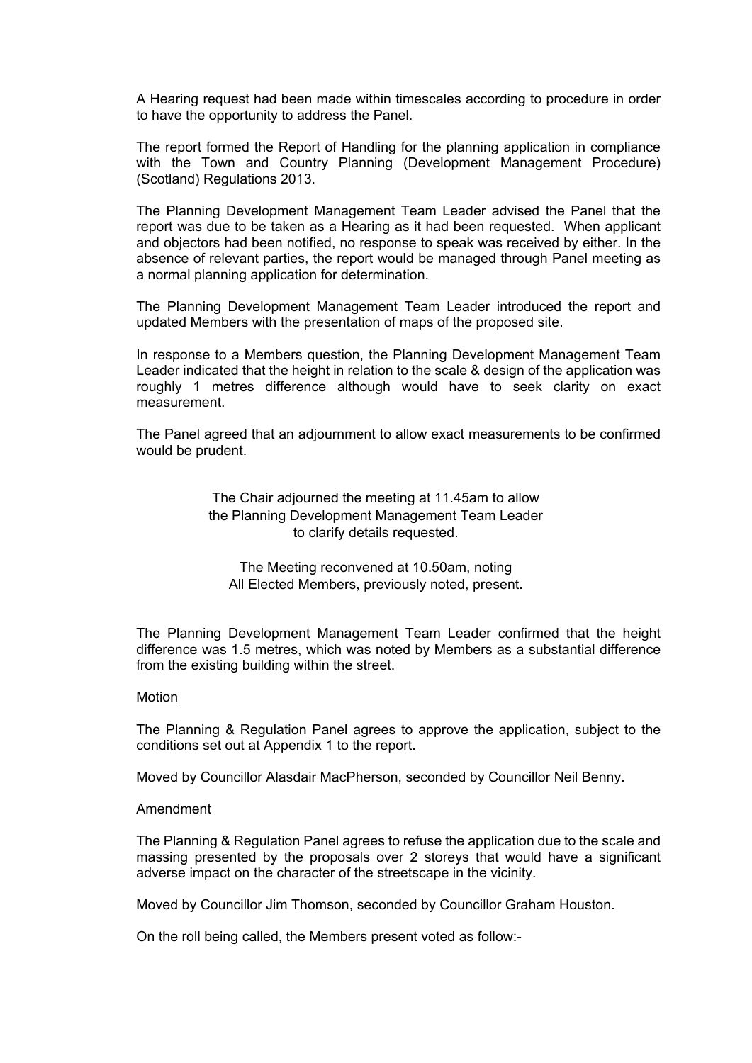A Hearing request had been made within timescales according to procedure in order to have the opportunity to address the Panel.

The report formed the Report of Handling for the planning application in compliance with the Town and Country Planning (Development Management Procedure) (Scotland) Regulations 2013.

The Planning Development Management Team Leader advised the Panel that the report was due to be taken as a Hearing as it had been requested. When applicant and objectors had been notified, no response to speak was received by either. In the absence of relevant parties, the report would be managed through Panel meeting as a normal planning application for determination.

The Planning Development Management Team Leader introduced the report and updated Members with the presentation of maps of the proposed site.

In response to a Members question, the Planning Development Management Team Leader indicated that the height in relation to the scale & design of the application was roughly 1 metres difference although would have to seek clarity on exact measurement.

The Panel agreed that an adjournment to allow exact measurements to be confirmed would be prudent.

The Chair adjourned the meeting at 11.45am to allow the Planning Development Management Team Leader to clarify details requested.

The Meeting reconvened at 10.50am, noting All Elected Members, previously noted, present.

The Planning Development Management Team Leader confirmed that the height difference was 1.5 metres, which was noted by Members as a substantial difference from the existing building within the street.

Motion

The Planning & Regulation Panel agrees to approve the application, subject to the conditions set out at Appendix 1 to the report.

Moved by Councillor Alasdair MacPherson, seconded by Councillor Neil Benny.

Amendment

The Planning & Regulation Panel agrees to refuse the application due to the scale and massing presented by the proposals over 2 storeys that would have a significant adverse impact on the character of the streetscape in the vicinity.

Moved by Councillor Jim Thomson, seconded by Councillor Graham Houston.

On the roll being called, the Members present voted as follow:-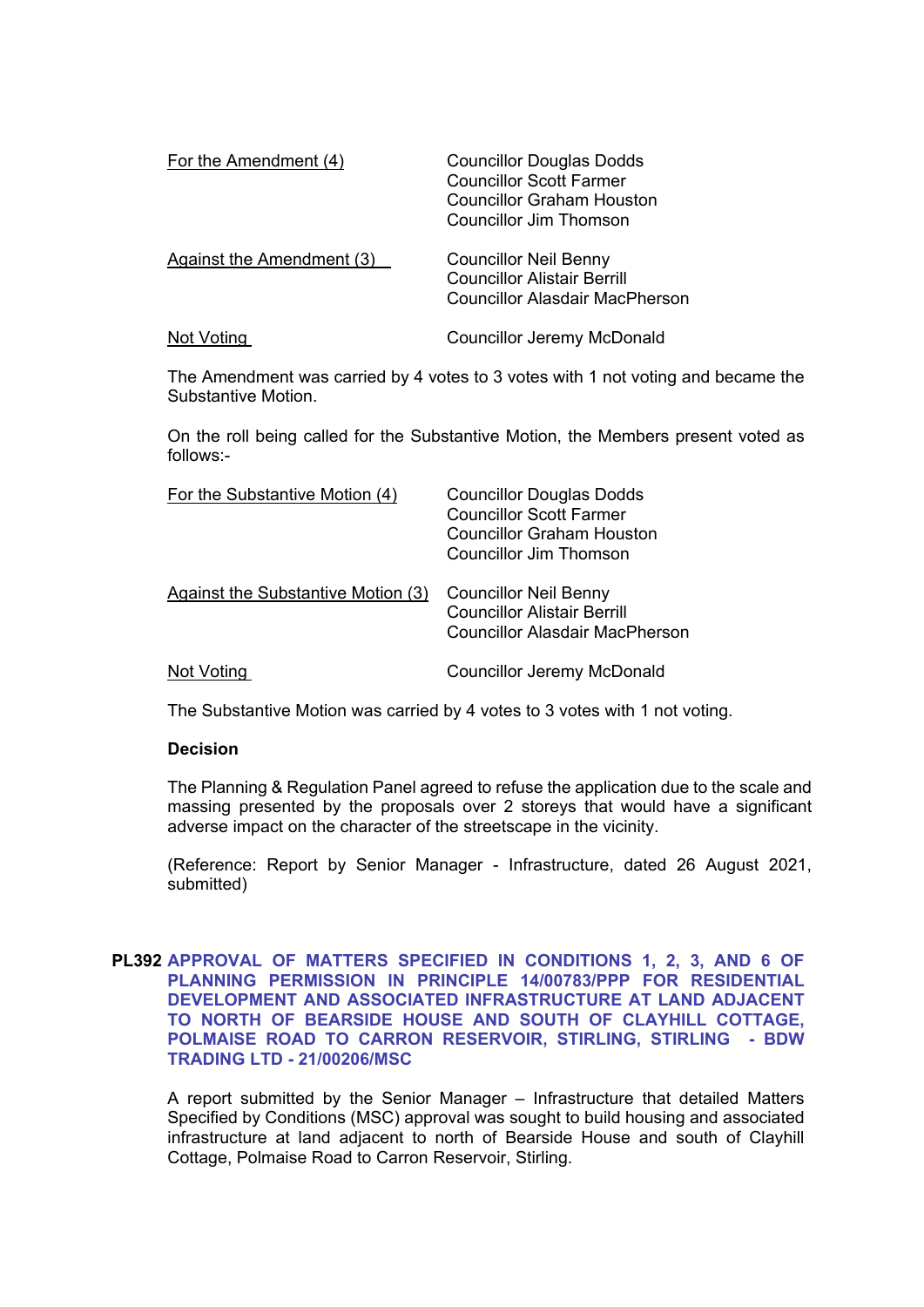| | |
|---|---|
| For the Amendment (4) | Councillor Douglas Dodds<br>Councillor Scott Farmer<br>Councillor Graham Houston<br>Councillor Jim Thomson |
| Against the Amendment (3) | Councillor Neil Benny<br>Councillor Alistair Berrill<br>Councillor Alasdair MacPherson |
| Not Voting | Councillor Jeremy McDonald |

The Amendment was carried by 4 votes to 3 votes with 1 not voting and became the Substantive Motion.

On the roll being called for the Substantive Motion, the Members present voted as follows:-

| | |
|---|---|
| For the Substantive Motion (4) | Councillor Douglas Dodds<br>Councillor Scott Farmer<br>Councillor Graham Houston<br>Councillor Jim Thomson |
| Against the Substantive Motion (3) | Councillor Neil Benny<br>Councillor Alistair Berrill<br>Councillor Alasdair MacPherson |
| Not Voting | Councillor Jeremy McDonald |

The Substantive Motion was carried by 4 votes to 3 votes with 1 not voting.

**Decision**

The Planning & Regulation Panel agreed to refuse the application due to the scale and massing presented by the proposals over 2 storeys that would have a significant adverse impact on the character of the streetscape in the vicinity.

(Reference: Report by Senior Manager - Infrastructure, dated 26 August 2021, submitted)

## PL392 APPROVAL OF MATTERS SPECIFIED IN CONDITIONS 1, 2, 3, AND 6 OF PLANNING PERMISSION IN PRINCIPLE 14/00783/PPP FOR RESIDENTIAL DEVELOPMENT AND ASSOCIATED INFRASTRUCTURE AT LAND ADJACENT TO NORTH OF BEARSIDE HOUSE AND SOUTH OF CLAYHILL COTTAGE, POLMAISE ROAD TO CARRON RESERVOIR, STIRLING, STIRLING - BDW TRADING LTD - 21/00206/MSC

A report submitted by the Senior Manager – Infrastructure that detailed Matters Specified by Conditions (MSC) approval was sought to build housing and associated infrastructure at land adjacent to north of Bearside House and south of Clayhill Cottage, Polmaise Road to Carron Reservoir, Stirling.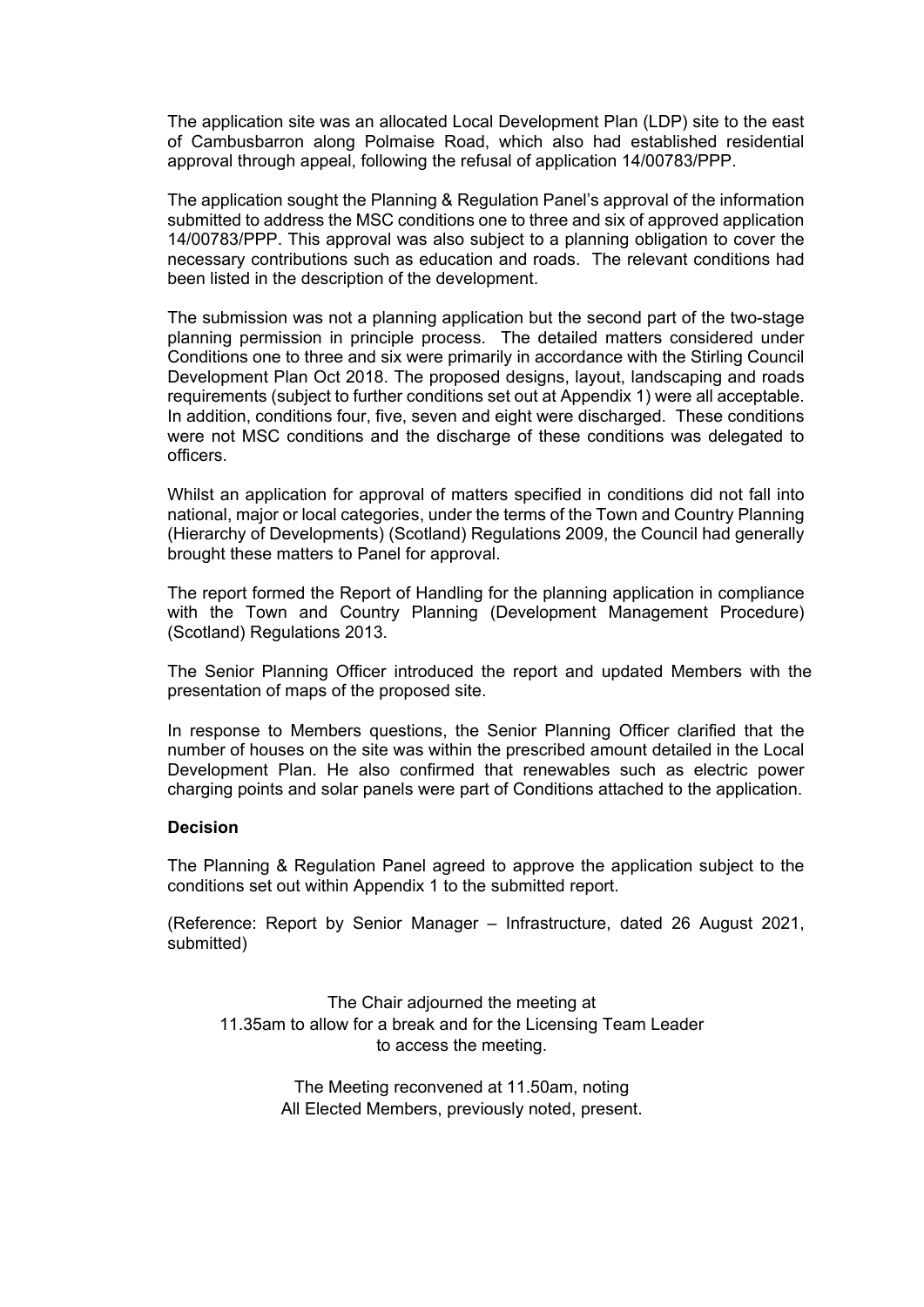The application site was an allocated Local Development Plan (LDP) site to the east of Cambusbarron along Polmaise Road, which also had established residential approval through appeal, following the refusal of application 14/00783/PPP.

The application sought the Planning & Regulation Panel's approval of the information submitted to address the MSC conditions one to three and six of approved application 14/00783/PPP. This approval was also subject to a planning obligation to cover the necessary contributions such as education and roads. The relevant conditions had been listed in the description of the development.

The submission was not a planning application but the second part of the two-stage planning permission in principle process. The detailed matters considered under Conditions one to three and six were primarily in accordance with the Stirling Council Development Plan Oct 2018. The proposed designs, layout, landscaping and roads requirements (subject to further conditions set out at Appendix 1) were all acceptable. In addition, conditions four, five, seven and eight were discharged. These conditions were not MSC conditions and the discharge of these conditions was delegated to officers.

Whilst an application for approval of matters specified in conditions did not fall into national, major or local categories, under the terms of the Town and Country Planning (Hierarchy of Developments) (Scotland) Regulations 2009, the Council had generally brought these matters to Panel for approval.

The report formed the Report of Handling for the planning application in compliance with the Town and Country Planning (Development Management Procedure) (Scotland) Regulations 2013.

The Senior Planning Officer introduced the report and updated Members with the presentation of maps of the proposed site.

In response to Members questions, the Senior Planning Officer clarified that the number of houses on the site was within the prescribed amount detailed in the Local Development Plan. He also confirmed that renewables such as electric power charging points and solar panels were part of Conditions attached to the application.

**Decision**

The Planning & Regulation Panel agreed to approve the application subject to the conditions set out within Appendix 1 to the submitted report.

(Reference: Report by Senior Manager – Infrastructure, dated 26 August 2021, submitted)

The Chair adjourned the meeting at
11.35am to allow for a break and for the Licensing Team Leader
to access the meeting.

The Meeting reconvened at 11.50am, noting
All Elected Members, previously noted, present.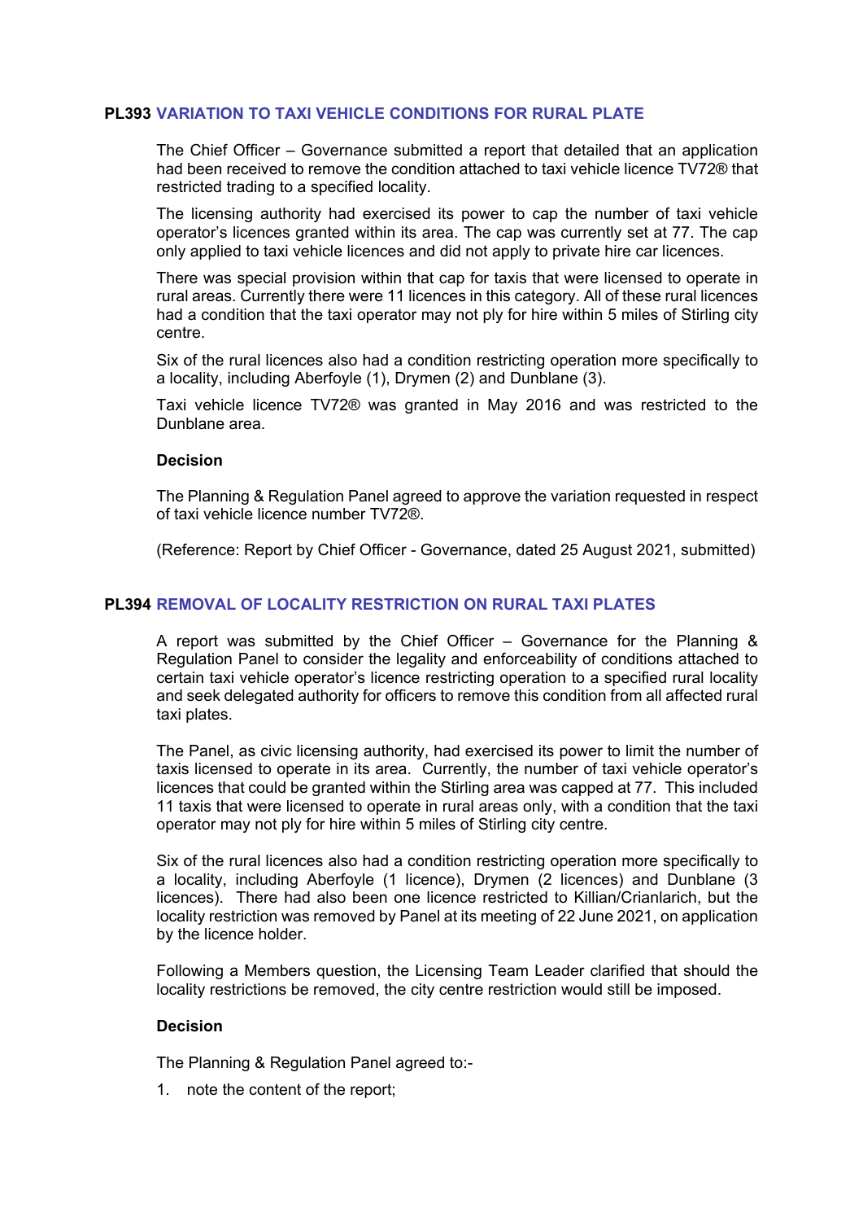## PL393 VARIATION TO TAXI VEHICLE CONDITIONS FOR RURAL PLATE

The Chief Officer – Governance submitted a report that detailed that an application had been received to remove the condition attached to taxi vehicle licence TV72® that restricted trading to a specified locality.

The licensing authority had exercised its power to cap the number of taxi vehicle operator's licences granted within its area. The cap was currently set at 77. The cap only applied to taxi vehicle licences and did not apply to private hire car licences.

There was special provision within that cap for taxis that were licensed to operate in rural areas. Currently there were 11 licences in this category. All of these rural licences had a condition that the taxi operator may not ply for hire within 5 miles of Stirling city centre.

Six of the rural licences also had a condition restricting operation more specifically to a locality, including Aberfoyle (1), Drymen (2) and Dunblane (3).

Taxi vehicle licence TV72® was granted in May 2016 and was restricted to the Dunblane area.

**Decision**

The Planning & Regulation Panel agreed to approve the variation requested in respect of taxi vehicle licence number TV72®.

(Reference: Report by Chief Officer - Governance, dated 25 August 2021, submitted)

## PL394 REMOVAL OF LOCALITY RESTRICTION ON RURAL TAXI PLATES

A report was submitted by the Chief Officer – Governance for the Planning & Regulation Panel to consider the legality and enforceability of conditions attached to certain taxi vehicle operator's licence restricting operation to a specified rural locality and seek delegated authority for officers to remove this condition from all affected rural taxi plates.

The Panel, as civic licensing authority, had exercised its power to limit the number of taxis licensed to operate in its area. Currently, the number of taxi vehicle operator's licences that could be granted within the Stirling area was capped at 77. This included 11 taxis that were licensed to operate in rural areas only, with a condition that the taxi operator may not ply for hire within 5 miles of Stirling city centre.

Six of the rural licences also had a condition restricting operation more specifically to a locality, including Aberfoyle (1 licence), Drymen (2 licences) and Dunblane (3 licences). There had also been one licence restricted to Killian/Crianlarich, but the locality restriction was removed by Panel at its meeting of 22 June 2021, on application by the licence holder.

Following a Members question, the Licensing Team Leader clarified that should the locality restrictions be removed, the city centre restriction would still be imposed.

**Decision**

The Planning & Regulation Panel agreed to:-

1. note the content of the report;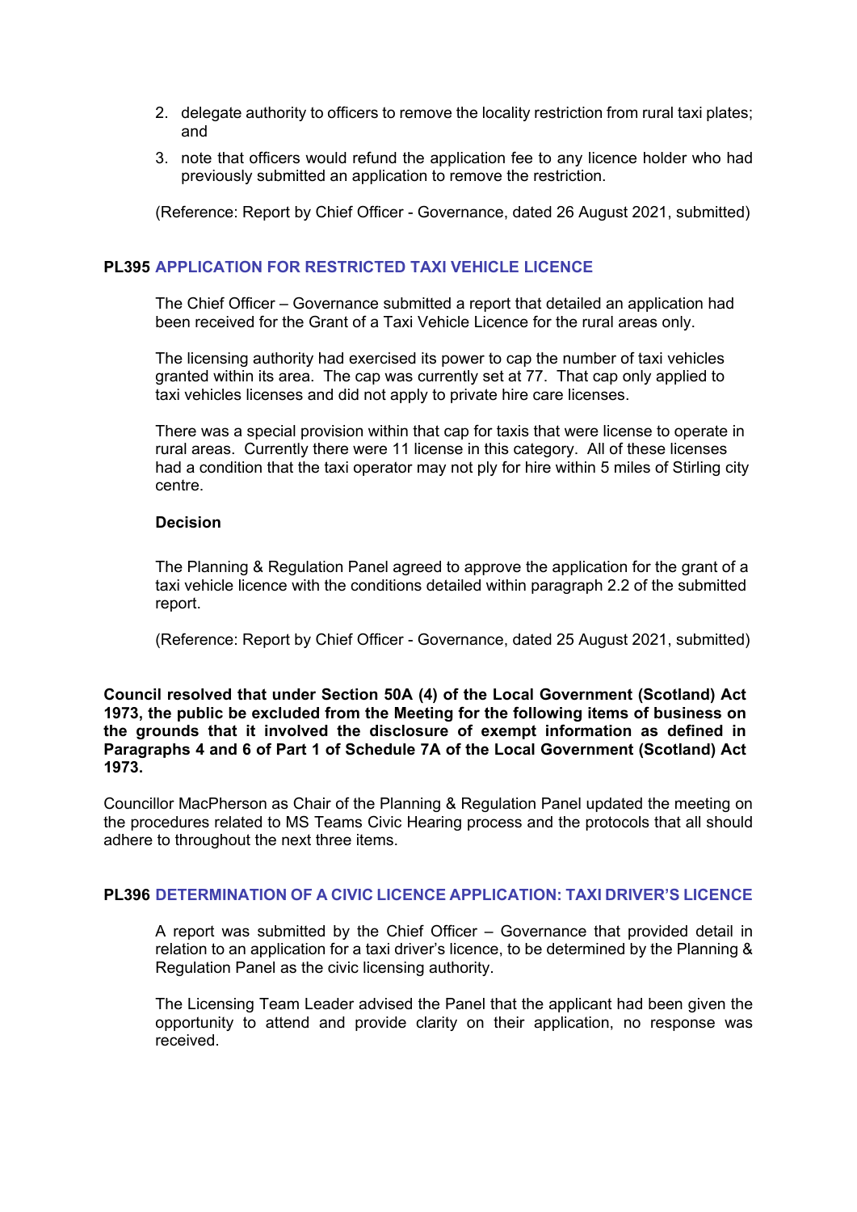2. delegate authority to officers to remove the locality restriction from rural taxi plates; and
3. note that officers would refund the application fee to any licence holder who had previously submitted an application to remove the restriction.

(Reference: Report by Chief Officer - Governance, dated 26 August 2021, submitted)

## PL395 APPLICATION FOR RESTRICTED TAXI VEHICLE LICENCE

The Chief Officer – Governance submitted a report that detailed an application had been received for the Grant of a Taxi Vehicle Licence for the rural areas only.

The licensing authority had exercised its power to cap the number of taxi vehicles granted within its area. The cap was currently set at 77. That cap only applied to taxi vehicles licenses and did not apply to private hire care licenses.

There was a special provision within that cap for taxis that were license to operate in rural areas. Currently there were 11 license in this category. All of these licenses had a condition that the taxi operator may not ply for hire within 5 miles of Stirling city centre.

**Decision**

The Planning & Regulation Panel agreed to approve the application for the grant of a taxi vehicle licence with the conditions detailed within paragraph 2.2 of the submitted report.

(Reference: Report by Chief Officer - Governance, dated 25 August 2021, submitted)

**Council resolved that under Section 50A (4) of the Local Government (Scotland) Act 1973, the public be excluded from the Meeting for the following items of business on the grounds that it involved the disclosure of exempt information as defined in Paragraphs 4 and 6 of Part 1 of Schedule 7A of the Local Government (Scotland) Act 1973.**

Councillor MacPherson as Chair of the Planning & Regulation Panel updated the meeting on the procedures related to MS Teams Civic Hearing process and the protocols that all should adhere to throughout the next three items.

## PL396 DETERMINATION OF A CIVIC LICENCE APPLICATION: TAXI DRIVER'S LICENCE

A report was submitted by the Chief Officer – Governance that provided detail in relation to an application for a taxi driver's licence, to be determined by the Planning & Regulation Panel as the civic licensing authority.

The Licensing Team Leader advised the Panel that the applicant had been given the opportunity to attend and provide clarity on their application, no response was received.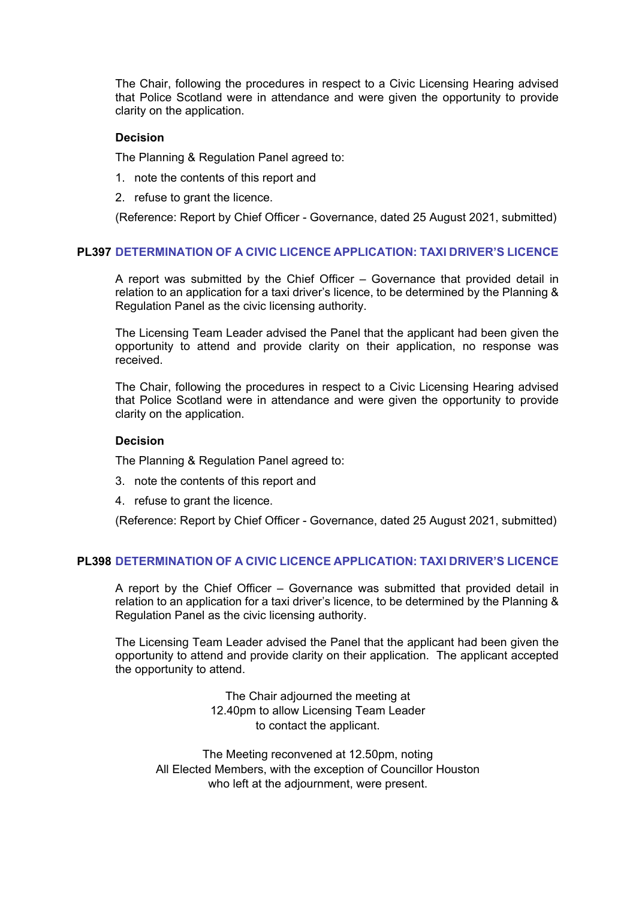The Chair, following the procedures in respect to a Civic Licensing Hearing advised that Police Scotland were in attendance and were given the opportunity to provide clarity on the application.

**Decision**

The Planning & Regulation Panel agreed to:

1. note the contents of this report and
2. refuse to grant the licence.

(Reference: Report by Chief Officer - Governance, dated 25 August 2021, submitted)

## PL397 DETERMINATION OF A CIVIC LICENCE APPLICATION: TAXI DRIVER'S LICENCE

A report was submitted by the Chief Officer – Governance that provided detail in relation to an application for a taxi driver's licence, to be determined by the Planning & Regulation Panel as the civic licensing authority.

The Licensing Team Leader advised the Panel that the applicant had been given the opportunity to attend and provide clarity on their application, no response was received.

The Chair, following the procedures in respect to a Civic Licensing Hearing advised that Police Scotland were in attendance and were given the opportunity to provide clarity on the application.

**Decision**

The Planning & Regulation Panel agreed to:

3. note the contents of this report and
4. refuse to grant the licence.

(Reference: Report by Chief Officer - Governance, dated 25 August 2021, submitted)

## PL398 DETERMINATION OF A CIVIC LICENCE APPLICATION: TAXI DRIVER'S LICENCE

A report by the Chief Officer – Governance was submitted that provided detail in relation to an application for a taxi driver's licence, to be determined by the Planning & Regulation Panel as the civic licensing authority.

The Licensing Team Leader advised the Panel that the applicant had been given the opportunity to attend and provide clarity on their application. The applicant accepted the opportunity to attend.

The Chair adjourned the meeting at 12.40pm to allow Licensing Team Leader to contact the applicant.

The Meeting reconvened at 12.50pm, noting All Elected Members, with the exception of Councillor Houston who left at the adjournment, were present.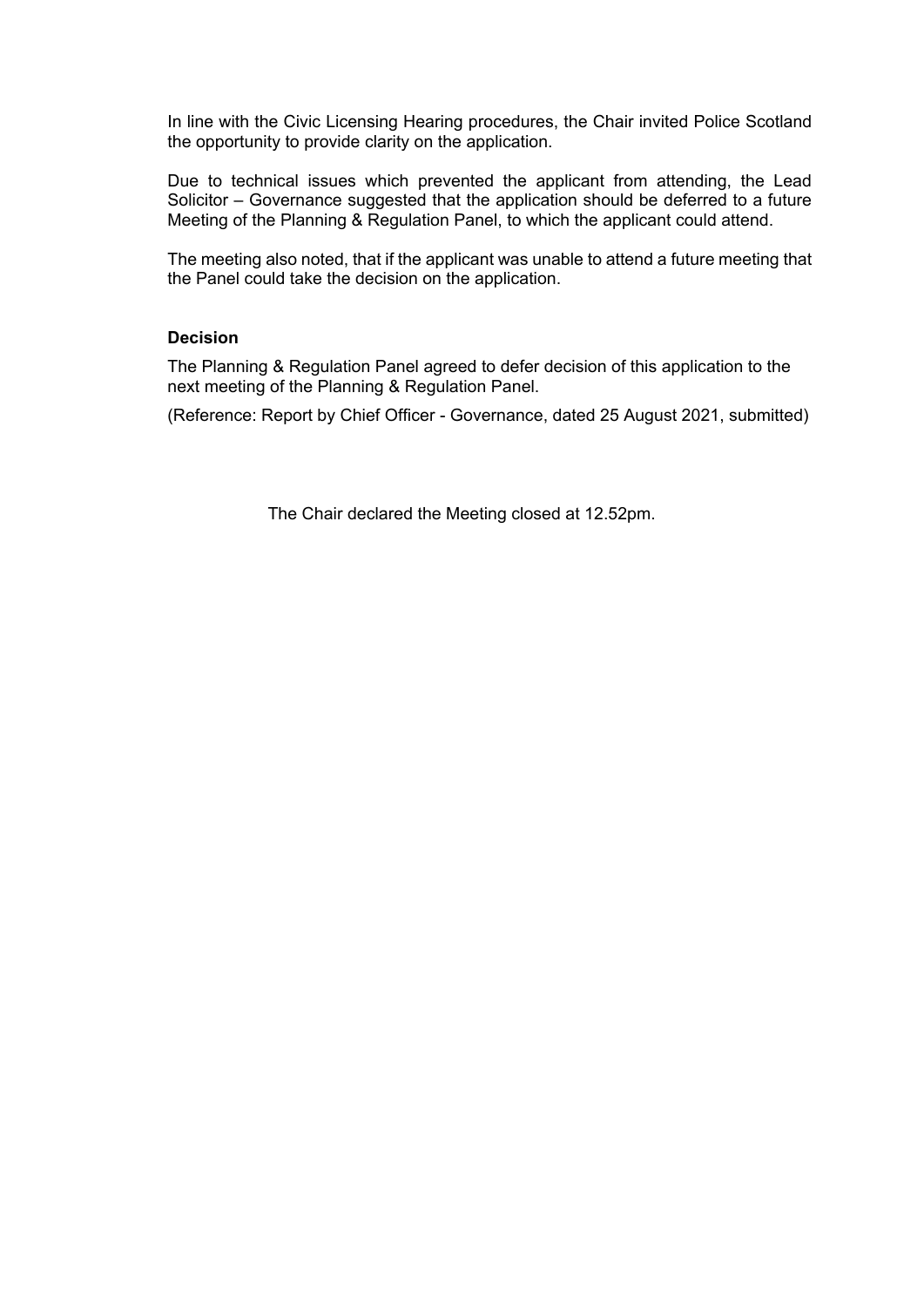In line with the Civic Licensing Hearing procedures, the Chair invited Police Scotland the opportunity to provide clarity on the application.

Due to technical issues which prevented the applicant from attending, the Lead Solicitor – Governance suggested that the application should be deferred to a future Meeting of the Planning & Regulation Panel, to which the applicant could attend.

The meeting also noted, that if the applicant was unable to attend a future meeting that the Panel could take the decision on the application.

**Decision**

The Planning & Regulation Panel agreed to defer decision of this application to the next meeting of the Planning & Regulation Panel.

(Reference: Report by Chief Officer - Governance, dated 25 August 2021, submitted)

The Chair declared the Meeting closed at 12.52pm.